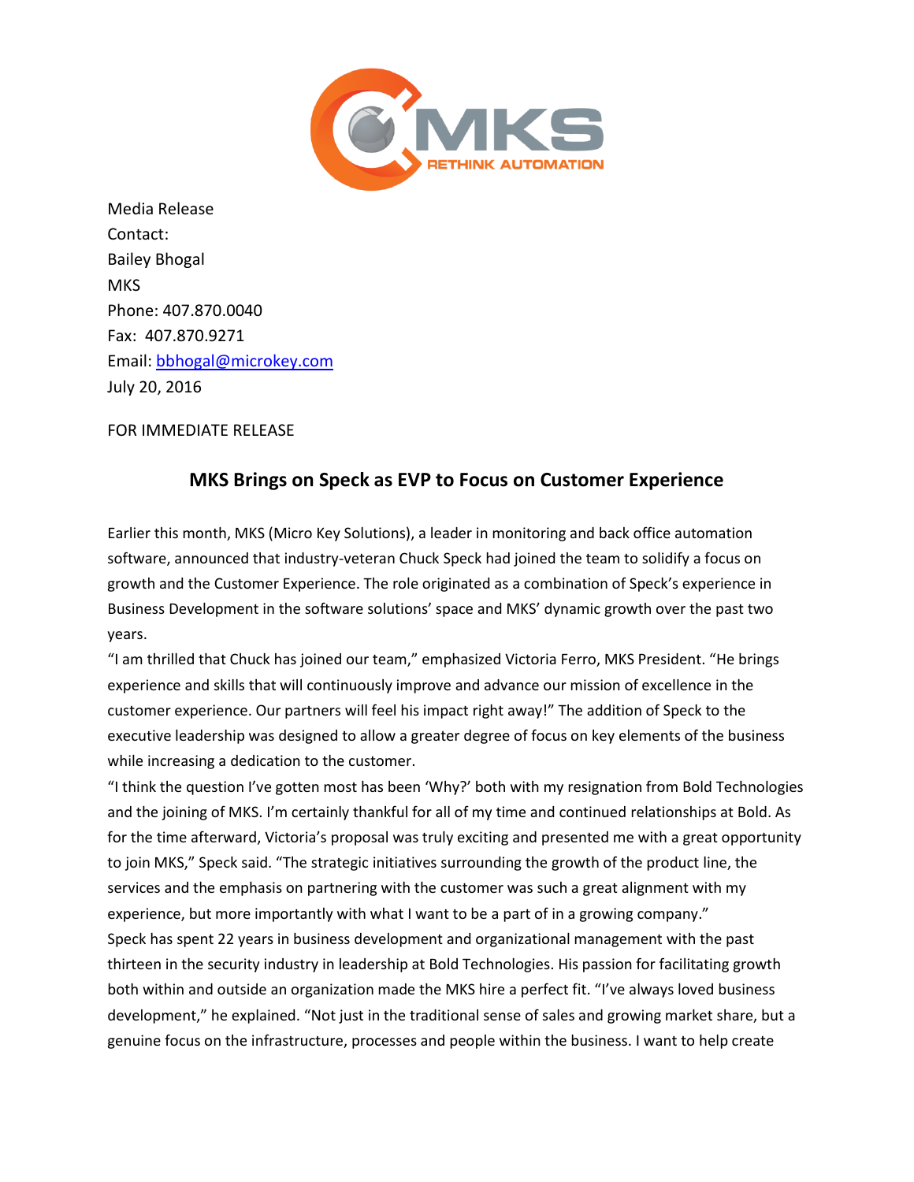Media Release
Contact:
Bailey Bhogal
MKS
Phone: 407.870.0040
Fax: 407.870.9271
Email: [bbhogal@microkey.com](mailto:bbhogal@microkey.com)
July 20, 2016

FOR IMMEDIATE RELEASE

## MKS Brings on Speck as EVP to Focus on Customer Experience

Earlier this month, MKS (Micro Key Solutions), a leader in monitoring and back office automation software, announced that industry-veteran Chuck Speck had joined the team to solidify a focus on growth and the Customer Experience. The role originated as a combination of Speck's experience in Business Development in the software solutions' space and MKS' dynamic growth over the past two years.

"I am thrilled that Chuck has joined our team," emphasized Victoria Ferro, MKS President. "He brings experience and skills that will continuously improve and advance our mission of excellence in the customer experience. Our partners will feel his impact right away!" The addition of Speck to the executive leadership was designed to allow a greater degree of focus on key elements of the business while increasing a dedication to the customer.

"I think the question I've gotten most has been 'Why?' both with my resignation from Bold Technologies and the joining of MKS. I'm certainly thankful for all of my time and continued relationships at Bold. As for the time afterward, Victoria's proposal was truly exciting and presented me with a great opportunity to join MKS," Speck said. "The strategic initiatives surrounding the growth of the product line, the services and the emphasis on partnering with the customer was such a great alignment with my experience, but more importantly with what I want to be a part of in a growing company."

Speck has spent 22 years in business development and organizational management with the past thirteen in the security industry in leadership at Bold Technologies. His passion for facilitating growth both within and outside an organization made the MKS hire a perfect fit. "I've always loved business development," he explained. "Not just in the traditional sense of sales and growing market share, but a genuine focus on the infrastructure, processes and people within the business. I want to help create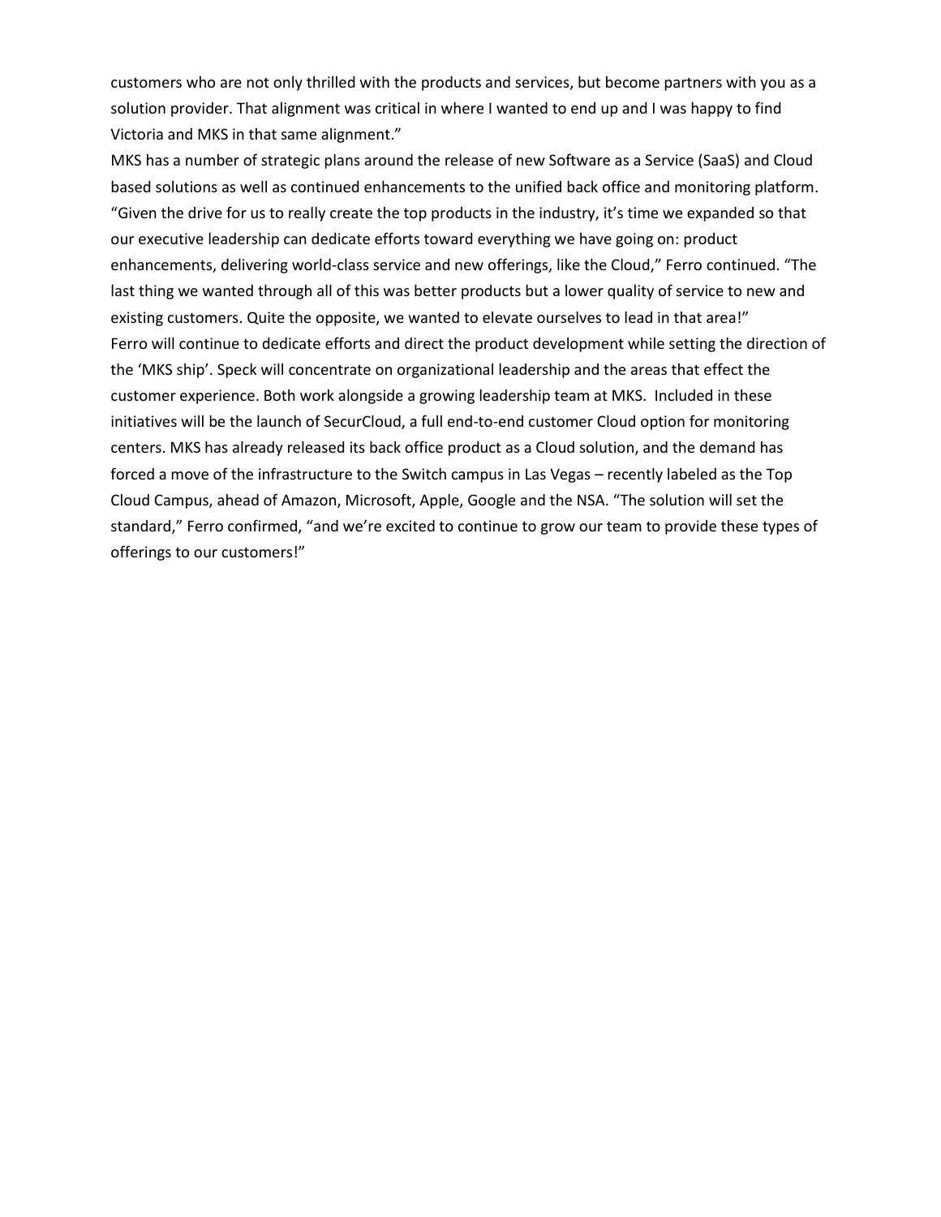customers who are not only thrilled with the products and services, but become partners with you as a solution provider. That alignment was critical in where I wanted to end up and I was happy to find Victoria and MKS in that same alignment."

MKS has a number of strategic plans around the release of new Software as a Service (SaaS) and Cloud based solutions as well as continued enhancements to the unified back office and monitoring platform. "Given the drive for us to really create the top products in the industry, it's time we expanded so that our executive leadership can dedicate efforts toward everything we have going on: product enhancements, delivering world-class service and new offerings, like the Cloud," Ferro continued. "The last thing we wanted through all of this was better products but a lower quality of service to new and existing customers. Quite the opposite, we wanted to elevate ourselves to lead in that area!"

Ferro will continue to dedicate efforts and direct the product development while setting the direction of the 'MKS ship'. Speck will concentrate on organizational leadership and the areas that effect the customer experience. Both work alongside a growing leadership team at MKS. Included in these initiatives will be the launch of SecurCloud, a full end-to-end customer Cloud option for monitoring centers. MKS has already released its back office product as a Cloud solution, and the demand has forced a move of the infrastructure to the Switch campus in Las Vegas – recently labeled as the Top Cloud Campus, ahead of Amazon, Microsoft, Apple, Google and the NSA. "The solution will set the standard," Ferro confirmed, "and we're excited to continue to grow our team to provide these types of offerings to our customers!"